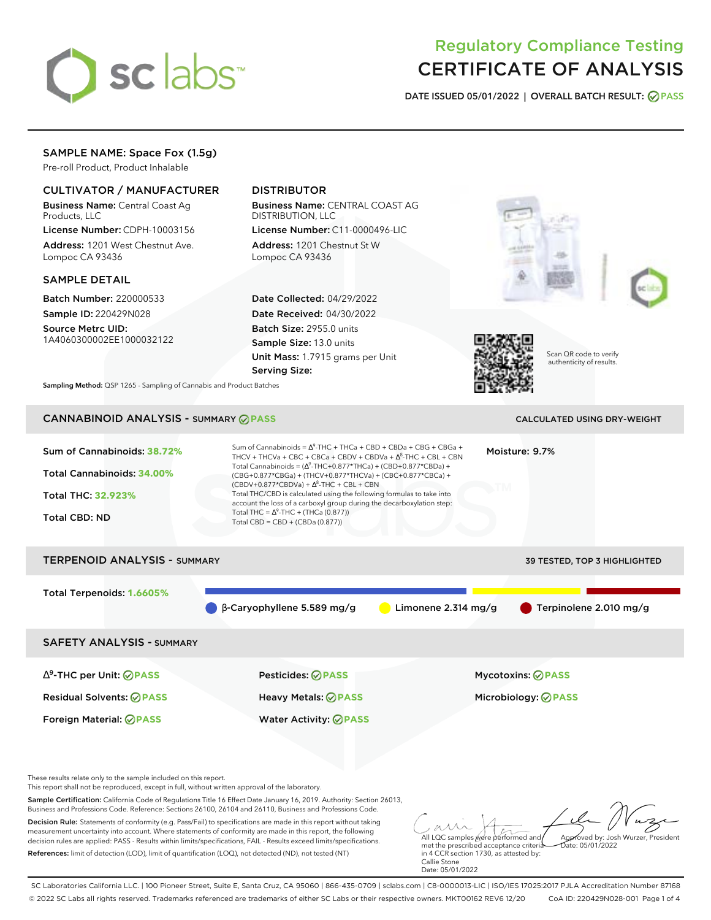# Regulatory Compliance Testing
# CERTIFICATE OF ANALYSIS

**DATE ISSUED 05/01/2022 | OVERALL BATCH RESULT: PASS**

## SAMPLE NAME: Space Fox (1.5g)

Pre-roll Product, Product Inhalable

### CULTIVATOR / MANUFACTURER

**Business Name:** Central Coast Ag Products, LLC

**License Number:** CDPH-10003156

**Address:** 1201 West Chestnut Ave. Lompoc CA 93436

### DISTRIBUTOR

**Business Name:** CENTRAL COAST AG DISTRIBUTION, LLC

**License Number:** C11-0000496-LIC

**Address:** 1201 Chestnut St W Lompoc CA 93436

### SAMPLE DETAIL

**Batch Number:** 220000533

**Sample ID:** 220429N028

**Source Metrc UID:** 1A4060300002EE1000032122

**Date Collected:** 04/29/2022

**Date Received:** 04/30/2022

**Batch Size:** 2955.0 units

**Sample Size:** 13.0 units

**Unit Mass:** 1.7915 grams per Unit

**Serving Size:**

Scan QR code to verify authenticity of results.

**Sampling Method:** QSP 1265 - Sampling of Cannabis and Product Batches

## CANNABINOID ANALYSIS - SUMMARY PASS

CALCULATED USING DRY-WEIGHT

**Sum of Cannabinoids:** 38.72%

**Total Cannabinoids:** 34.00%

**Total THC:** 32.923%

**Total CBD:** ND

Sum of Cannabinoids = $\Delta^9$-THC + THCa + CBD + CBDa + CBG + CBGa + THCV + THCVa + CBC + CBCa + CBDV + CBDVa + $\Delta^8$-THC + CBL + CBN

Total Cannabinoids = ($\Delta^9$-THC+0.877*THCa) + (CBD+0.877*CBDa) + (CBG+0.877*CBGa) + (THCV+0.877*THCVa) + (CBC+0.877*CBCa) + (CBDV+0.877*CBDVa) + $\Delta^8$-THC + CBL + CBN

Total THC/CBD is calculated using the following formulas to take into account the loss of a carboxyl group during the decarboxylation step:

Total THC = $\Delta^9$-THC + (THCa (0.877))

Total CBD = CBD + (CBDa (0.877))

**Moisture:** 9.7%

## TERPENOID ANALYSIS - SUMMARY

39 TESTED, TOP 3 HIGHLIGHTED

**Total Terpenoids:** 1.6605%

β-Caryophyllene 5.589 mg/g | Limonene 2.314 mg/g | Terpinolene 2.010 mg/g

## SAFETY ANALYSIS - SUMMARY

| | | |
|---|---|---|
| $\Delta^9$-THC per Unit: PASS | Pesticides: PASS | Mycotoxins: PASS |
| Residual Solvents: PASS | Heavy Metals: PASS | Microbiology: PASS |
| Foreign Material: PASS | Water Activity: PASS | |

These results relate only to the sample included on this report.
This report shall not be reproduced, except in full, without written approval of the laboratory.

**Sample Certification:** California Code of Regulations Title 16 Effect Date January 16, 2019. Authority: Section 26013, Business and Professions Code. Reference: Sections 26100, 26104 and 26110, Business and Professions Code.

**Decision Rule:** Statements of conformity (e.g. Pass/Fail) to specifications are made in this report without taking measurement uncertainty into account. Where statements of conformity are made in this report, the following decision rules are applied: PASS - Results within limits/specifications, FAIL - Results exceed limits/specifications.

**References:** limit of detection (LOD), limit of quantification (LOQ), not detected (ND), not tested (NT)

All LQC samples were performed and met the prescribed acceptance criteria in 4 CCR section 1730, as attested by: Callie Stone
Date: 05/01/2022

Approved by: Josh Wurzer, President
Date: 05/01/2022

SC Laboratories California LLC. | 100 Pioneer Street, Suite E, Santa Cruz, CA 95060 | 866-435-0709 | sclabs.com | C8-0000013-LIC | ISO/IES 17025:2017 PJLA Accreditation Number 87168
© 2022 SC Labs all rights reserved. Trademarks referenced are trademarks of either SC Labs or their respective owners. MKT00162 REV6 12/20 CoA ID: 220429N028-001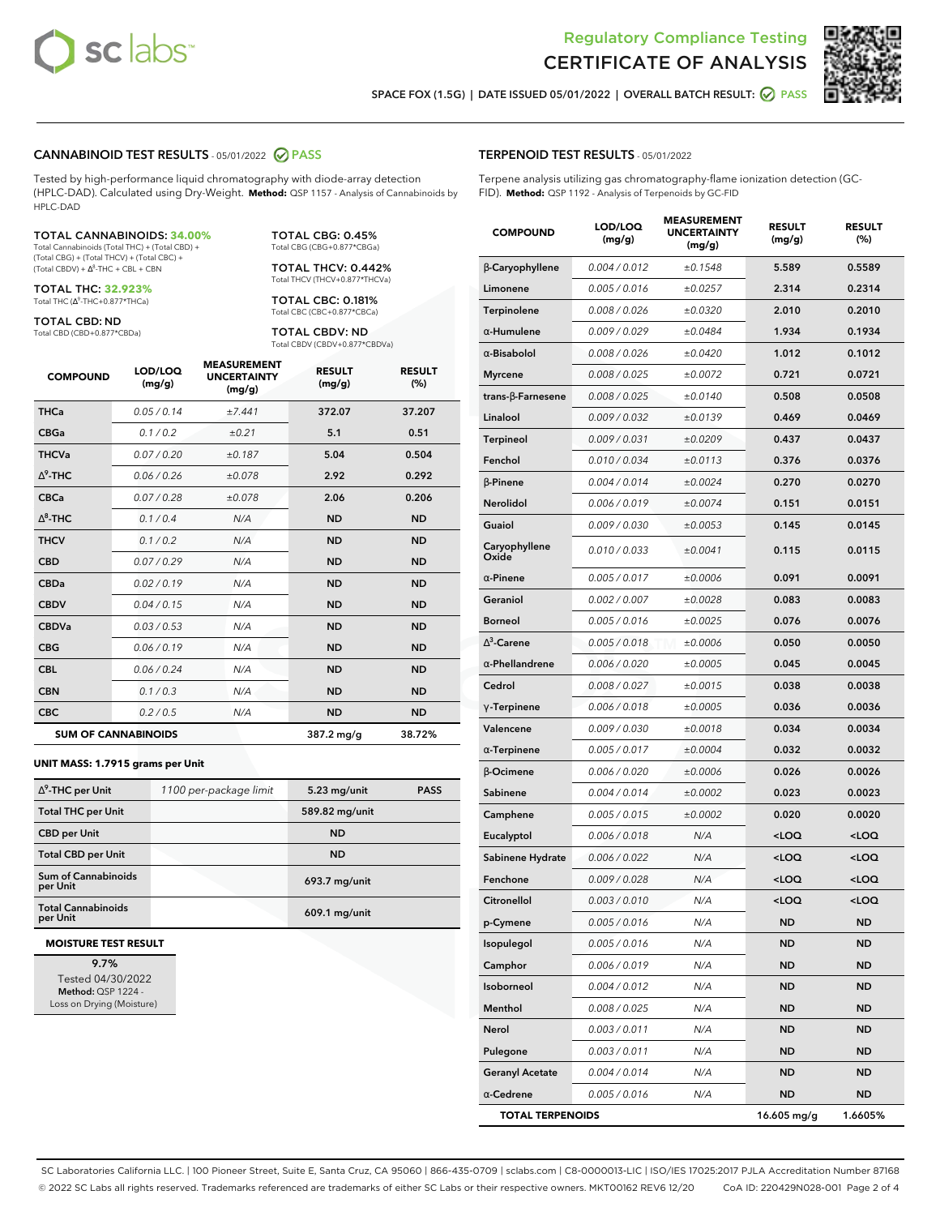Regulatory Compliance Testing

# CERTIFICATE OF ANALYSIS

SPACE FOX (1.5G) | DATE ISSUED 05/01/2022 | OVERALL BATCH RESULT: PASS

## CANNABINOID TEST RESULTS - 05/01/2022 PASS

Tested by high-performance liquid chromatography with diode-array detection (HPLC-DAD). Calculated using Dry-Weight. **Method:** QSP 1157 - Analysis of Cannabinoids by HPLC-DAD

**TOTAL CANNABINOIDS: 34.00%**
Total Cannabinoids (Total THC) + (Total CBD) + (Total CBG) + (Total THCV) + (Total CBC) + (Total CBDV) + $\Delta^8$-THC + CBL + CBN

**TOTAL THC: 32.923%**
Total THC ($\Delta^9$-THC+0.877*THCa)

**TOTAL CBD: ND**
Total CBD (CBD+0.877*CBDa)

**TOTAL CBG: 0.45%**
Total CBG (CBG+0.877*CBGa)

**TOTAL THCV: 0.442%**
Total THCV (THCV+0.877*THCVa)

**TOTAL CBC: 0.181%**
Total CBC (CBC+0.877*CBCa)

**TOTAL CBDV: ND**
Total CBDV (CBDV+0.877*CBDVa)

| COMPOUND | LOD/LOQ (mg/g) | MEASUREMENT UNCERTAINTY (mg/g) | RESULT (mg/g) | RESULT (%) |
|---|---|---|---|---|
| THCa | 0.05 / 0.14 | ±7.441 | 372.07 | 37.207 |
| CBGa | 0.1 / 0.2 | ±0.21 | 5.1 | 0.51 |
| THCVa | 0.07 / 0.20 | ±0.187 | 5.04 | 0.504 |
| $\Delta^9$-THC | 0.06 / 0.26 | ±0.078 | 2.92 | 0.292 |
| CBCa | 0.07 / 0.28 | ±0.078 | 2.06 | 0.206 |
| $\Delta^8$-THC | 0.1 / 0.4 | N/A | ND | ND |
| THCV | 0.1 / 0.2 | N/A | ND | ND |
| CBD | 0.07 / 0.29 | N/A | ND | ND |
| CBDa | 0.02 / 0.19 | N/A | ND | ND |
| CBDV | 0.04 / 0.15 | N/A | ND | ND |
| CBDVa | 0.03 / 0.53 | N/A | ND | ND |
| CBG | 0.06 / 0.19 | N/A | ND | ND |
| CBL | 0.06 / 0.24 | N/A | ND | ND |
| CBN | 0.1 / 0.3 | N/A | ND | ND |
| CBC | 0.2 / 0.5 | N/A | ND | ND |
| **SUM OF CANNABINOIDS** | | | 387.2 mg/g | 38.72% |

**UNIT MASS: 1.7915 grams per Unit**

| | | | |
|---|---|---|---|
| $\Delta^9$-THC per Unit | 1100 per-package limit | 5.23 mg/unit | PASS |
| Total THC per Unit | | 589.82 mg/unit | |
| CBD per Unit | | ND | |
| Total CBD per Unit | | ND | |
| Sum of Cannabinoids per Unit | | 693.7 mg/unit | |
| Total Cannabinoids per Unit | | 609.1 mg/unit | |

**MOISTURE TEST RESULT**

9.7%
Tested 04/30/2022
**Method:** QSP 1224 - Loss on Drying (Moisture)

## TERPENOID TEST RESULTS - 05/01/2022

Terpene analysis utilizing gas chromatography-flame ionization detection (GC-FID). **Method:** QSP 1192 - Analysis of Terpenoids by GC-FID

| COMPOUND | LOD/LOQ (mg/g) | MEASUREMENT UNCERTAINTY (mg/g) | RESULT (mg/g) | RESULT (%) |
|---|---|---|---|---|
| β-Caryophyllene | 0.004 / 0.012 | ±0.1548 | 5.589 | 0.5589 |
| Limonene | 0.005 / 0.016 | ±0.0257 | 2.314 | 0.2314 |
| Terpinolene | 0.008 / 0.026 | ±0.0320 | 2.010 | 0.2010 |
| α-Humulene | 0.009 / 0.029 | ±0.0484 | 1.934 | 0.1934 |
| α-Bisabolol | 0.008 / 0.026 | ±0.0420 | 1.012 | 0.1012 |
| Myrcene | 0.008 / 0.025 | ±0.0072 | 0.721 | 0.0721 |
| trans-β-Farnesene | 0.008 / 0.025 | ±0.0140 | 0.508 | 0.0508 |
| Linalool | 0.009 / 0.032 | ±0.0139 | 0.469 | 0.0469 |
| Terpineol | 0.009 / 0.031 | ±0.0209 | 0.437 | 0.0437 |
| Fenchol | 0.010 / 0.034 | ±0.0113 | 0.376 | 0.0376 |
| β-Pinene | 0.004 / 0.014 | ±0.0024 | 0.270 | 0.0270 |
| Nerolidol | 0.006 / 0.019 | ±0.0074 | 0.151 | 0.0151 |
| Guaiol | 0.009 / 0.030 | ±0.0053 | 0.145 | 0.0145 |
| Caryophyllene Oxide | 0.010 / 0.033 | ±0.0041 | 0.115 | 0.0115 |
| α-Pinene | 0.005 / 0.017 | ±0.0006 | 0.091 | 0.0091 |
| Geraniol | 0.002 / 0.007 | ±0.0028 | 0.083 | 0.0083 |
| Borneol | 0.005 / 0.016 | ±0.0025 | 0.076 | 0.0076 |
| $\Delta^3$-Carene | 0.005 / 0.018 | ±0.0006 | 0.050 | 0.0050 |
| α-Phellandrene | 0.006 / 0.020 | ±0.0005 | 0.045 | 0.0045 |
| Cedrol | 0.008 / 0.027 | ±0.0015 | 0.038 | 0.0038 |
| γ-Terpinene | 0.006 / 0.018 | ±0.0005 | 0.036 | 0.0036 |
| Valencene | 0.009 / 0.030 | ±0.0018 | 0.034 | 0.0034 |
| α-Terpinene | 0.005 / 0.017 | ±0.0004 | 0.032 | 0.0032 |
| β-Ocimene | 0.006 / 0.020 | ±0.0006 | 0.026 | 0.0026 |
| Sabinene | 0.004 / 0.014 | ±0.0002 | 0.023 | 0.0023 |
| Camphene | 0.005 / 0.015 | ±0.0002 | 0.020 | 0.0020 |
| Eucalyptol | 0.006 / 0.018 | N/A | <LOQ | <LOQ |
| Sabinene Hydrate | 0.006 / 0.022 | N/A | <LOQ | <LOQ |
| Fenchone | 0.009 / 0.028 | N/A | <LOQ | <LOQ |
| Citronellol | 0.003 / 0.010 | N/A | <LOQ | <LOQ |
| p-Cymene | 0.005 / 0.016 | N/A | ND | ND |
| Isopulegol | 0.005 / 0.016 | N/A | ND | ND |
| Camphor | 0.006 / 0.019 | N/A | ND | ND |
| Isoborneol | 0.004 / 0.012 | N/A | ND | ND |
| Menthol | 0.008 / 0.025 | N/A | ND | ND |
| Nerol | 0.003 / 0.011 | N/A | ND | ND |
| Pulegone | 0.003 / 0.011 | N/A | ND | ND |
| Geranyl Acetate | 0.004 / 0.014 | N/A | ND | ND |
| α-Cedrene | 0.005 / 0.016 | N/A | ND | ND |
| **TOTAL TERPENOIDS** | | | 16.605 mg/g | 1.6605% |

SC Laboratories California LLC. | 100 Pioneer Street, Suite E, Santa Cruz, CA 95060 | 866-435-0709 | sclabs.com | C8-0000013-LIC | ISO/IES 17025:2017 PJLA Accreditation Number 87168
© 2022 SC Labs all rights reserved. Trademarks referenced are trademarks of either SC Labs or their respective owners. MKT00162 REV6 12/20 CoA ID: 220429N028-001